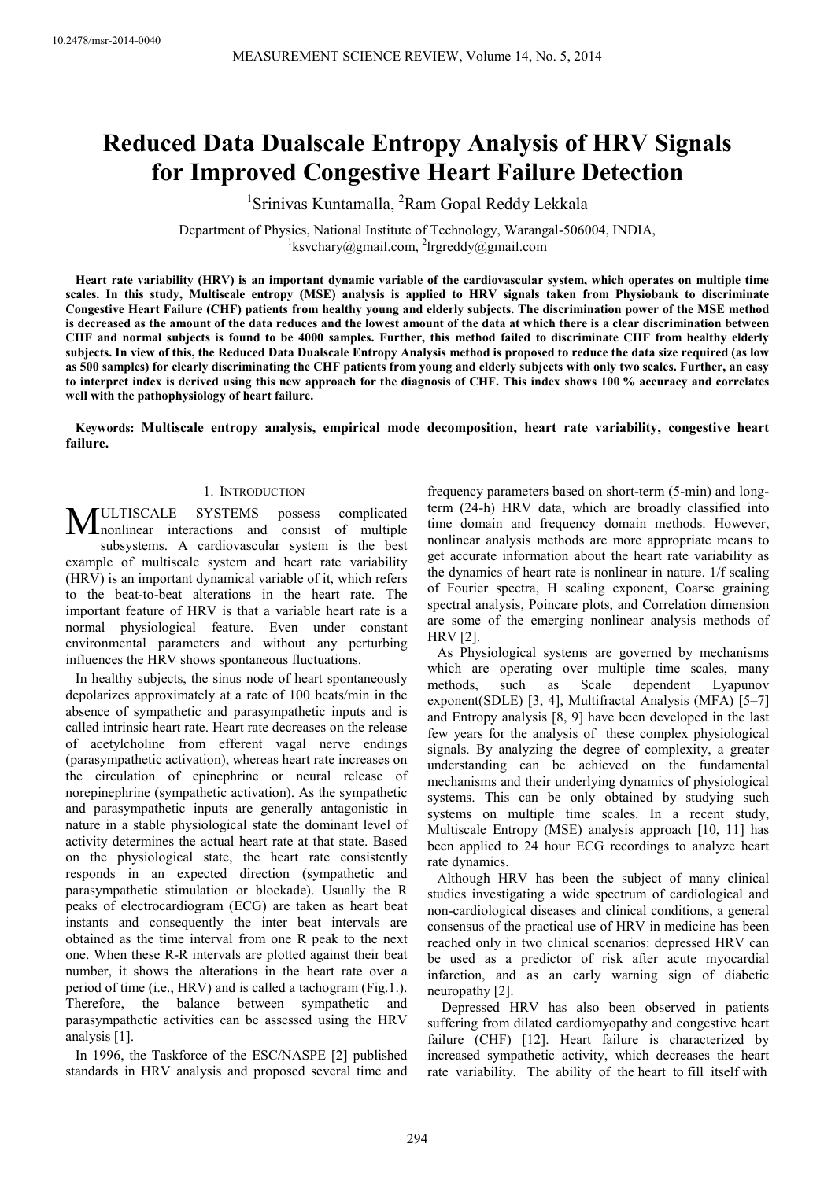# Reduced Data Dualscale Entropy Analysis of HRV Signals for Improved Congestive Heart Failure Detection

[1]Srinivas Kuntamalla, [2]Ram Gopal Reddy Lekkala

Department of Physics, National Institute of Technology, Warangal-506004, INDIA,
[1]ksvchary@gmail.com, [2]lrgreddy@gmail.com

**Heart rate variability (HRV) is an important dynamic variable of the cardiovascular system, which operates on multiple time scales. In this study, Multiscale entropy (MSE) analysis is applied to HRV signals taken from Physiobank to discriminate Congestive Heart Failure (CHF) patients from healthy young and elderly subjects. The discrimination power of the MSE method is decreased as the amount of the data reduces and the lowest amount of the data at which there is a clear discrimination between CHF and normal subjects is found to be 4000 samples. Further, this method failed to discriminate CHF from healthy elderly subjects. In view of this, the Reduced Data Dualscale Entropy Analysis method is proposed to reduce the data size required (as low as 500 samples) for clearly discriminating the CHF patients from young and elderly subjects with only two scales. Further, an easy to interpret index is derived using this new approach for the diagnosis of CHF. This index shows 100 % accuracy and correlates well with the pathophysiology of heart failure.**

**Keywords: Multiscale entropy analysis, empirical mode decomposition, heart rate variability, congestive heart failure.**

## 1. Introduction

MULTISCALE SYSTEMS possess complicated nonlinear interactions and consist of multiple subsystems. A cardiovascular system is the best example of multiscale system and heart rate variability (HRV) is an important dynamical variable of it, which refers to the beat-to-beat alterations in the heart rate. The important feature of HRV is that a variable heart rate is a normal physiological feature. Even under constant environmental parameters and without any perturbing influences the HRV shows spontaneous fluctuations.

In healthy subjects, the sinus node of heart spontaneously depolarizes approximately at a rate of 100 beats/min in the absence of sympathetic and parasympathetic inputs and is called intrinsic heart rate. Heart rate decreases on the release of acetylcholine from efferent vagal nerve endings (parasympathetic activation), whereas heart rate increases on the circulation of epinephrine or neural release of norepinephrine (sympathetic activation). As the sympathetic and parasympathetic inputs are generally antagonistic in nature in a stable physiological state the dominant level of activity determines the actual heart rate at that state. Based on the physiological state, the heart rate consistently responds in an expected direction (sympathetic and parasympathetic stimulation or blockade). Usually the R peaks of electrocardiogram (ECG) are taken as heart beat instants and consequently the inter beat intervals are obtained as the time interval from one R peak to the next one. When these R-R intervals are plotted against their beat number, it shows the alterations in the heart rate over a period of time (i.e., HRV) and is called a tachogram (Fig.1.). Therefore, the balance between sympathetic and parasympathetic activities can be assessed using the HRV analysis [1].

In 1996, the Taskforce of the ESC/NASPE [2] published standards in HRV analysis and proposed several time and frequency parameters based on short-term (5-min) and long-term (24-h) HRV data, which are broadly classified into time domain and frequency domain methods. However, nonlinear analysis methods are more appropriate means to get accurate information about the heart rate variability as the dynamics of heart rate is nonlinear in nature. 1/f scaling of Fourier spectra, H scaling exponent, Coarse graining spectral analysis, Poincare plots, and Correlation dimension are some of the emerging nonlinear analysis methods of HRV [2].

As Physiological systems are governed by mechanisms which are operating over multiple time scales, many methods, such as Scale dependent Lyapunov exponent(SDLE) [3, 4], Multifractal Analysis (MFA) [5–7] and Entropy analysis [8, 9] have been developed in the last few years for the analysis of these complex physiological signals. By analyzing the degree of complexity, a greater understanding can be achieved on the fundamental mechanisms and their underlying dynamics of physiological systems. This can be only obtained by studying such systems on multiple time scales. In a recent study, Multiscale Entropy (MSE) analysis approach [10, 11] has been applied to 24 hour ECG recordings to analyze heart rate dynamics.

Although HRV has been the subject of many clinical studies investigating a wide spectrum of cardiological and non-cardiological diseases and clinical conditions, a general consensus of the practical use of HRV in medicine has been reached only in two clinical scenarios: depressed HRV can be used as a predictor of risk after acute myocardial infarction, and as an early warning sign of diabetic neuropathy [2].

Depressed HRV has also been observed in patients suffering from dilated cardiomyopathy and congestive heart failure (CHF) [12]. Heart failure is characterized by increased sympathetic activity, which decreases the heart rate variability. The ability of the heart to fill itself with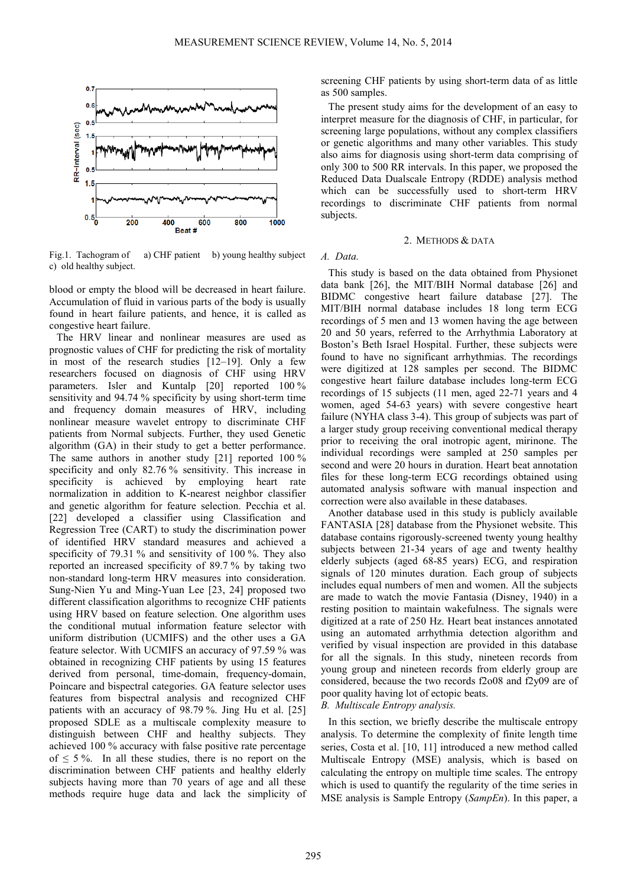Fig.1. Tachogram of a) CHF patient b) young healthy subject c) old healthy subject.

blood or empty the blood will be decreased in heart failure. Accumulation of fluid in various parts of the body is usually found in heart failure patients, and hence, it is called as congestive heart failure.

The HRV linear and nonlinear measures are used as prognostic values of CHF for predicting the risk of mortality in most of the research studies [12–19]. Only a few researchers focused on diagnosis of CHF using HRV parameters. Isler and Kuntalp [20] reported 100 % sensitivity and 94.74 % specificity by using short-term time and frequency domain measures of HRV, including nonlinear measure wavelet entropy to discriminate CHF patients from Normal subjects. Further, they used Genetic algorithm (GA) in their study to get a better performance. The same authors in another study [21] reported 100 % specificity and only 82.76 % sensitivity. This increase in specificity is achieved by employing heart rate normalization in addition to K-nearest neighbor classifier and genetic algorithm for feature selection. Pecchia et al. [22] developed a classifier using Classification and Regression Tree (CART) to study the discrimination power of identified HRV standard measures and achieved a specificity of 79.31 % and sensitivity of 100 %. They also reported an increased specificity of 89.7 % by taking two non-standard long-term HRV measures into consideration. Sung-Nien Yu and Ming-Yuan Lee [23, 24] proposed two different classification algorithms to recognize CHF patients using HRV based on feature selection. One algorithm uses the conditional mutual information feature selector with uniform distribution (UCMIFS) and the other uses a GA feature selector. With UCMIFS an accuracy of 97.59 % was obtained in recognizing CHF patients by using 15 features derived from personal, time-domain, frequency-domain, Poincare and bispectral categories. GA feature selector uses features from bispectral analysis and recognized CHF patients with an accuracy of 98.79 %. Jing Hu et al. [25] proposed SDLE as a multiscale complexity measure to distinguish between CHF and healthy subjects. They achieved 100 % accuracy with false positive rate percentage of ≤ 5 %. In all these studies, there is no report on the discrimination between CHF patients and healthy elderly subjects having more than 70 years of age and all these methods require huge data and lack the simplicity of screening CHF patients by using short-term data of as little as 500 samples.

The present study aims for the development of an easy to interpret measure for the diagnosis of CHF, in particular, for screening large populations, without any complex classifiers or genetic algorithms and many other variables. This study also aims for diagnosis using short-term data comprising of only 300 to 500 RR intervals. In this paper, we proposed the Reduced Data Dualscale Entropy (RDDE) analysis method which can be successfully used to short-term HRV recordings to discriminate CHF patients from normal subjects.

## 2. Methods & Data

### A. Data.

This study is based on the data obtained from Physionet data bank [26], the MIT/BIH Normal database [26] and BIDMC congestive heart failure database [27]. The MIT/BIH normal database includes 18 long term ECG recordings of 5 men and 13 women having the age between 20 and 50 years, referred to the Arrhythmia Laboratory at Boston's Beth Israel Hospital. Further, these subjects were found to have no significant arrhythmias. The recordings were digitized at 128 samples per second. The BIDMC congestive heart failure database includes long-term ECG recordings of 15 subjects (11 men, aged 22-71 years and 4 women, aged 54-63 years) with severe congestive heart failure (NYHA class 3-4). This group of subjects was part of a larger study group receiving conventional medical therapy prior to receiving the oral inotropic agent, mirinone. The individual recordings were sampled at 250 samples per second and were 20 hours in duration. Heart beat annotation files for these long-term ECG recordings obtained using automated analysis software with manual inspection and correction were also available in these databases.

Another database used in this study is publicly available FANTASIA [28] database from the Physionet website. This database contains rigorously-screened twenty young healthy subjects between 21-34 years of age and twenty healthy elderly subjects (aged 68-85 years) ECG, and respiration signals of 120 minutes duration. Each group of subjects includes equal numbers of men and women. All the subjects are made to watch the movie Fantasia (Disney, 1940) in a resting position to maintain wakefulness. The signals were digitized at a rate of 250 Hz. Heart beat instances annotated using an automated arrhythmia detection algorithm and verified by visual inspection are provided in this database for all the signals. In this study, nineteen records from young group and nineteen records from elderly group are considered, because the two records f2o08 and f2y09 are of poor quality having lot of ectopic beats.

### B. Multiscale Entropy analysis.

In this section, we briefly describe the multiscale entropy analysis. To determine the complexity of finite length time series, Costa et al. [10, 11] introduced a new method called Multiscale Entropy (MSE) analysis, which is based on calculating the entropy on multiple time scales. The entropy which is used to quantify the regularity of the time series in MSE analysis is Sample Entropy (*SampEn*). In this paper, a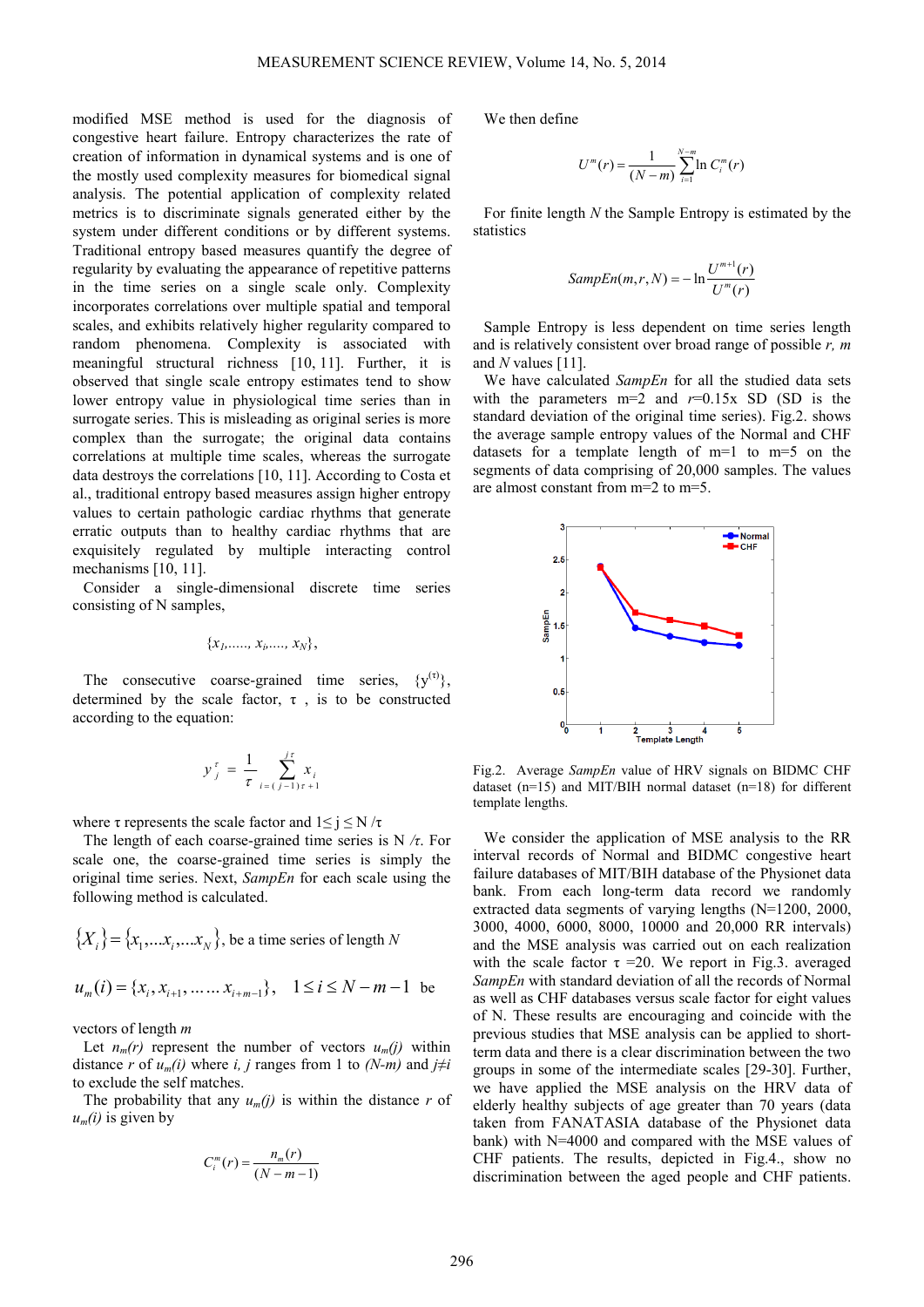modified MSE method is used for the diagnosis of congestive heart failure. Entropy characterizes the rate of creation of information in dynamical systems and is one of the mostly used complexity measures for biomedical signal analysis. The potential application of complexity related metrics is to discriminate signals generated either by the system under different conditions or by different systems. Traditional entropy based measures quantify the degree of regularity by evaluating the appearance of repetitive patterns in the time series on a single scale only. Complexity incorporates correlations over multiple spatial and temporal scales, and exhibits relatively higher regularity compared to random phenomena. Complexity is associated with meaningful structural richness [10, 11]. Further, it is observed that single scale entropy estimates tend to show lower entropy value in physiological time series than in surrogate series. This is misleading as original series is more complex than the surrogate; the original data contains correlations at multiple time scales, whereas the surrogate data destroys the correlations [10, 11]. According to Costa et al., traditional entropy based measures assign higher entropy values to certain pathologic cardiac rhythms that generate erratic outputs than to healthy cardiac rhythms that are exquisitely regulated by multiple interacting control mechanisms [10, 11].

Consider a single-dimensional discrete time series consisting of N samples,

$$\{x_1,\ldots\ldots, x_i,\ldots., x_N\},$$

The consecutive coarse-grained time series, $\{y^{(\tau)}\}$, determined by the scale factor, $\tau$ , is to be constructed according to the equation:

$$y_j^{\tau} = \frac{1}{\tau}\sum_{i=(j-1)\tau+1}^{j\tau} x_i$$

where $\tau$ represents the scale factor and $1\leq j \leq N/\tau$

The length of each coarse-grained time series is $N/\tau$. For scale one, the coarse-grained time series is simply the original time series. Next, *SampEn* for each scale using the following method is calculated.

$\{X_i\} = \{x_1,\ldots x_i,\ldots x_N\}$, be a time series of length $N$

$u_m(i) = \{x_i, x_{i+1}, \ldots\ldots x_{i+m-1}\}, \quad 1 \leq i \leq N-m-1$ be vectors of length $m$

Let $n_m(r)$ represent the number of vectors $u_m(j)$ within distance $r$ of $u_m(i)$ where $i$, $j$ ranges from 1 to $(N-m)$ and $j\neq i$ to exclude the self matches.

The probability that any $u_m(j)$ is within the distance $r$ of $u_m(i)$ is given by

$$C_i^m(r) = \frac{n_m(r)}{(N-m-1)}$$

We then define

$$U^m(r) = \frac{1}{(N-m)}\sum_{i=1}^{N-m} \ln C_i^m(r)$$

For finite length $N$ the Sample Entropy is estimated by the statistics

$$SampEn(m,r,N) = -\ln\frac{U^{m+1}(r)}{U^m(r)}$$

Sample Entropy is less dependent on time series length and is relatively consistent over broad range of possible $r$, $m$ and $N$ values [11].

We have calculated *SampEn* for all the studied data sets with the parameters m=2 and $r$=0.15x SD (SD is the standard deviation of the original time series). Fig.2. shows the average sample entropy values of the Normal and CHF datasets for a template length of m=1 to m=5 on the segments of data comprising of 20,000 samples. The values are almost constant from m=2 to m=5.

Fig.2. Average *SampEn* value of HRV signals on BIDMC CHF dataset (n=15) and MIT/BIH normal dataset (n=18) for different template lengths.

We consider the application of MSE analysis to the RR interval records of Normal and BIDMC congestive heart failure databases of MIT/BIH database of the Physionet data bank. From each long-term data record we randomly extracted data segments of varying lengths (N=1200, 2000, 3000, 4000, 6000, 8000, 10000 and 20,000 RR intervals) and the MSE analysis was carried out on each realization with the scale factor $\tau$ =20. We report in Fig.3. averaged *SampEn* with standard deviation of all the records of Normal as well as CHF databases versus scale factor for eight values of N. These results are encouraging and coincide with the previous studies that MSE analysis can be applied to short-term data and there is a clear discrimination between the two groups in some of the intermediate scales [29-30]. Further, we have applied the MSE analysis on the HRV data of elderly healthy subjects of age greater than 70 years (data taken from FANATASIA database of the Physionet data bank) with N=4000 and compared with the MSE values of CHF patients. The results, depicted in Fig.4., show no discrimination between the aged people and CHF patients.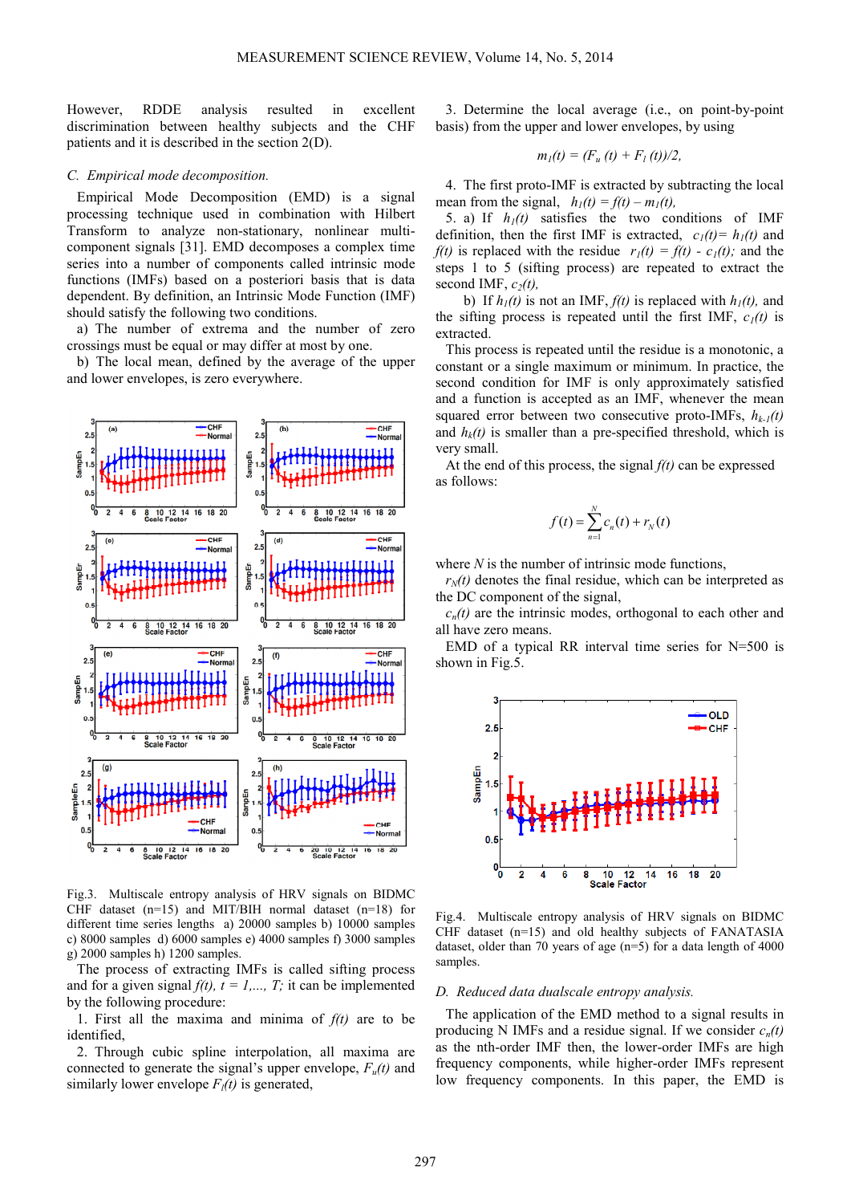However, RDDE analysis resulted in excellent discrimination between healthy subjects and the CHF patients and it is described in the section 2(D).

### *C. Empirical mode decomposition.*

Empirical Mode Decomposition (EMD) is a signal processing technique used in combination with Hilbert Transform to analyze non-stationary, nonlinear multi-component signals [31]. EMD decomposes a complex time series into a number of components called intrinsic mode functions (IMFs) based on a posteriori basis that is data dependent. By definition, an Intrinsic Mode Function (IMF) should satisfy the following two conditions.

a) The number of extrema and the number of zero crossings must be equal or may differ at most by one.

b) The local mean, defined by the average of the upper and lower envelopes, is zero everywhere.

Fig.3. Multiscale entropy analysis of HRV signals on BIDMC CHF dataset (n=15) and MIT/BIH normal dataset (n=18) for different time series lengths a) 20000 samples b) 10000 samples c) 8000 samples d) 6000 samples e) 4000 samples f) 3000 samples g) 2000 samples h) 1200 samples.

The process of extracting IMFs is called sifting process and for a given signal $f(t)$, $t = 1,..., T;$ it can be implemented by the following procedure:

1. First all the maxima and minima of $f(t)$ are to be identified,

2. Through cubic spline interpolation, all maxima are connected to generate the signal's upper envelope, $F_u(t)$ and similarly lower envelope $F_l(t)$ is generated,

3. Determine the local average (i.e., on point-by-point basis) from the upper and lower envelopes, by using

$$m_1(t) = (F_u(t) + F_l(t))/2,$$

4. The first proto-IMF is extracted by subtracting the local mean from the signal, $h_1(t) = f(t) - m_1(t),$

5. a) If $h_1(t)$ satisfies the two conditions of IMF definition, then the first IMF is extracted, $c_1(t) = h_1(t)$ and $f(t)$ is replaced with the residue $r_1(t) = f(t) - c_1(t);$ and the steps 1 to 5 (sifting process) are repeated to extract the second IMF, $c_2(t),$

b) If $h_1(t)$ is not an IMF, $f(t)$ is replaced with $h_1(t),$ and the sifting process is repeated until the first IMF, $c_1(t)$ is extracted.

This process is repeated until the residue is a monotonic, a constant or a single maximum or minimum. In practice, the second condition for IMF is only approximately satisfied and a function is accepted as an IMF, whenever the mean squared error between two consecutive proto-IMFs, $h_{k-1}(t)$ and $h_k(t)$ is smaller than a pre-specified threshold, which is very small.

At the end of this process, the signal $f(t)$ can be expressed as follows:

$$f(t) = \sum_{n=1}^{N} c_n(t) + r_N(t)$$

where $N$ is the number of intrinsic mode functions,

$r_N(t)$ denotes the final residue, which can be interpreted as the DC component of the signal,

$c_n(t)$ are the intrinsic modes, orthogonal to each other and all have zero means.

EMD of a typical RR interval time series for N=500 is shown in Fig.5.

Fig.4. Multiscale entropy analysis of HRV signals on BIDMC CHF dataset (n=15) and old healthy subjects of FANATASIA dataset, older than 70 years of age (n=5) for a data length of 4000 samples.

### *D. Reduced data dualscale entropy analysis.*

The application of the EMD method to a signal results in producing N IMFs and a residue signal. If we consider $c_n(t)$ as the nth-order IMF then, the lower-order IMFs are high frequency components, while higher-order IMFs represent low frequency components. In this paper, the EMD is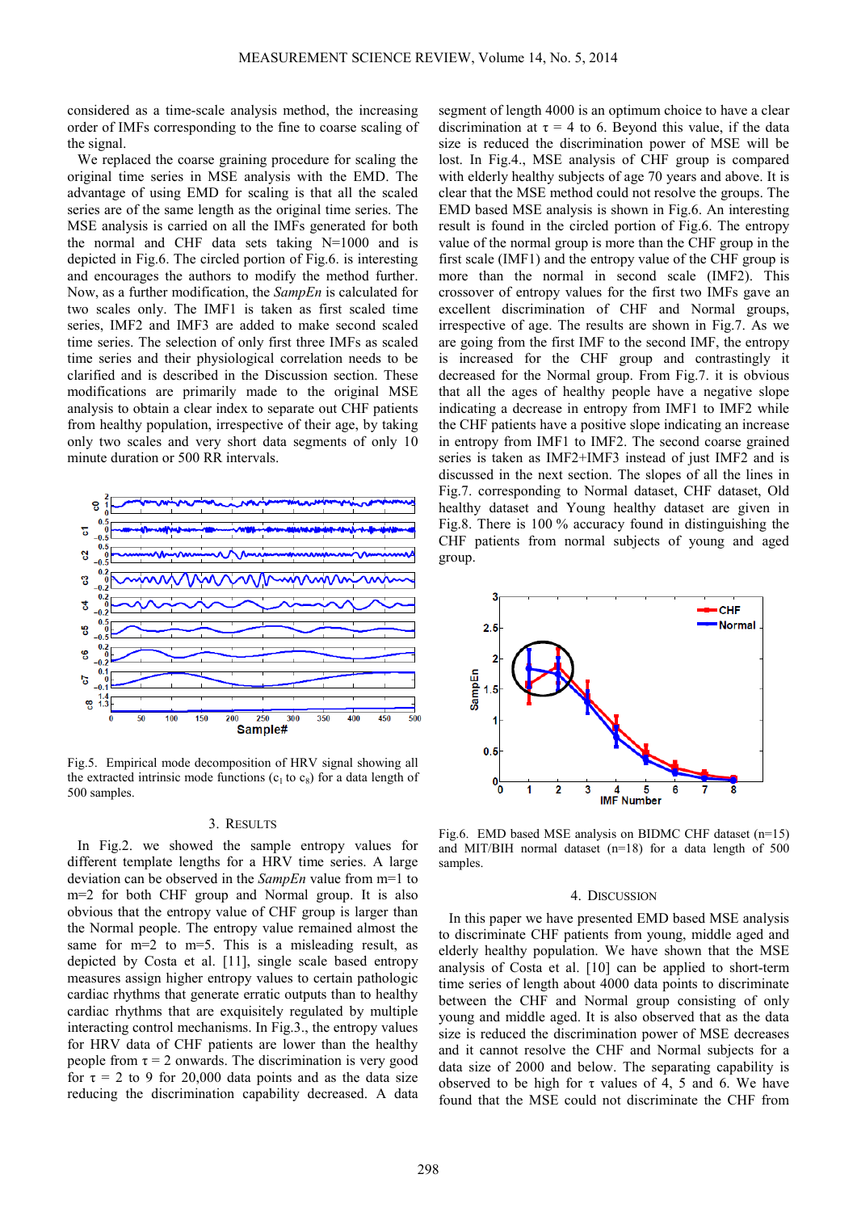considered as a time-scale analysis method, the increasing order of IMFs corresponding to the fine to coarse scaling of the signal.

We replaced the coarse graining procedure for scaling the original time series in MSE analysis with the EMD. The advantage of using EMD for scaling is that all the scaled series are of the same length as the original time series. The MSE analysis is carried on all the IMFs generated for both the normal and CHF data sets taking N=1000 and is depicted in Fig.6. The circled portion of Fig.6. is interesting and encourages the authors to modify the method further. Now, as a further modification, the *SampEn* is calculated for two scales only. The IMF1 is taken as first scaled time series, IMF2 and IMF3 are added to make second scaled time series. The selection of only first three IMFs as scaled time series and their physiological correlation needs to be clarified and is described in the Discussion section. These modifications are primarily made to the original MSE analysis to obtain a clear index to separate out CHF patients from healthy population, irrespective of their age, by taking only two scales and very short data segments of only 10 minute duration or 500 RR intervals.

Fig.5. Empirical mode decomposition of HRV signal showing all the extracted intrinsic mode functions ($c_1$ to $c_8$) for a data length of 500 samples.

## 3. RESULTS

In Fig.2. we showed the sample entropy values for different template lengths for a HRV time series. A large deviation can be observed in the *SampEn* value from m=1 to m=2 for both CHF group and Normal group. It is also obvious that the entropy value of CHF group is larger than the Normal people. The entropy value remained almost the same for m=2 to m=5. This is a misleading result, as depicted by Costa et al. [11], single scale based entropy measures assign higher entropy values to certain pathologic cardiac rhythms that generate erratic outputs than to healthy cardiac rhythms that are exquisitely regulated by multiple interacting control mechanisms. In Fig.3., the entropy values for HRV data of CHF patients are lower than the healthy people from $\tau$ = 2 onwards. The discrimination is very good for $\tau$ = 2 to 9 for 20,000 data points and as the data size reducing the discrimination capability decreased. A data segment of length 4000 is an optimum choice to have a clear discrimination at $\tau$ = 4 to 6. Beyond this value, if the data size is reduced the discrimination power of MSE will be lost. In Fig.4., MSE analysis of CHF group is compared with elderly healthy subjects of age 70 years and above. It is clear that the MSE method could not resolve the groups. The EMD based MSE analysis is shown in Fig.6. An interesting result is found in the circled portion of Fig.6. The entropy value of the normal group is more than the CHF group in the first scale (IMF1) and the entropy value of the CHF group is more than the normal in second scale (IMF2). This crossover of entropy values for the first two IMFs gave an excellent discrimination of CHF and Normal groups, irrespective of age. The results are shown in Fig.7. As we are going from the first IMF to the second IMF, the entropy is increased for the CHF group and contrastingly it decreased for the Normal group. From Fig.7. it is obvious that all the ages of healthy people have a negative slope indicating a decrease in entropy from IMF1 to IMF2 while the CHF patients have a positive slope indicating an increase in entropy from IMF1 to IMF2. The second coarse grained series is taken as IMF2+IMF3 instead of just IMF2 and is discussed in the next section. The slopes of all the lines in Fig.7. corresponding to Normal dataset, CHF dataset, Old healthy dataset and Young healthy dataset are given in Fig.8. There is 100 % accuracy found in distinguishing the CHF patients from normal subjects of young and aged group.

Fig.6. EMD based MSE analysis on BIDMC CHF dataset (n=15) and MIT/BIH normal dataset (n=18) for a data length of 500 samples.

## 4. DISCUSSION

In this paper we have presented EMD based MSE analysis to discriminate CHF patients from young, middle aged and elderly healthy population. We have shown that the MSE analysis of Costa et al. [10] can be applied to short-term time series of length about 4000 data points to discriminate between the CHF and Normal group consisting of only young and middle aged. It is also observed that as the data size is reduced the discrimination power of MSE decreases and it cannot resolve the CHF and Normal subjects for a data size of 2000 and below. The separating capability is observed to be high for $\tau$ values of 4, 5 and 6. We have found that the MSE could not discriminate the CHF from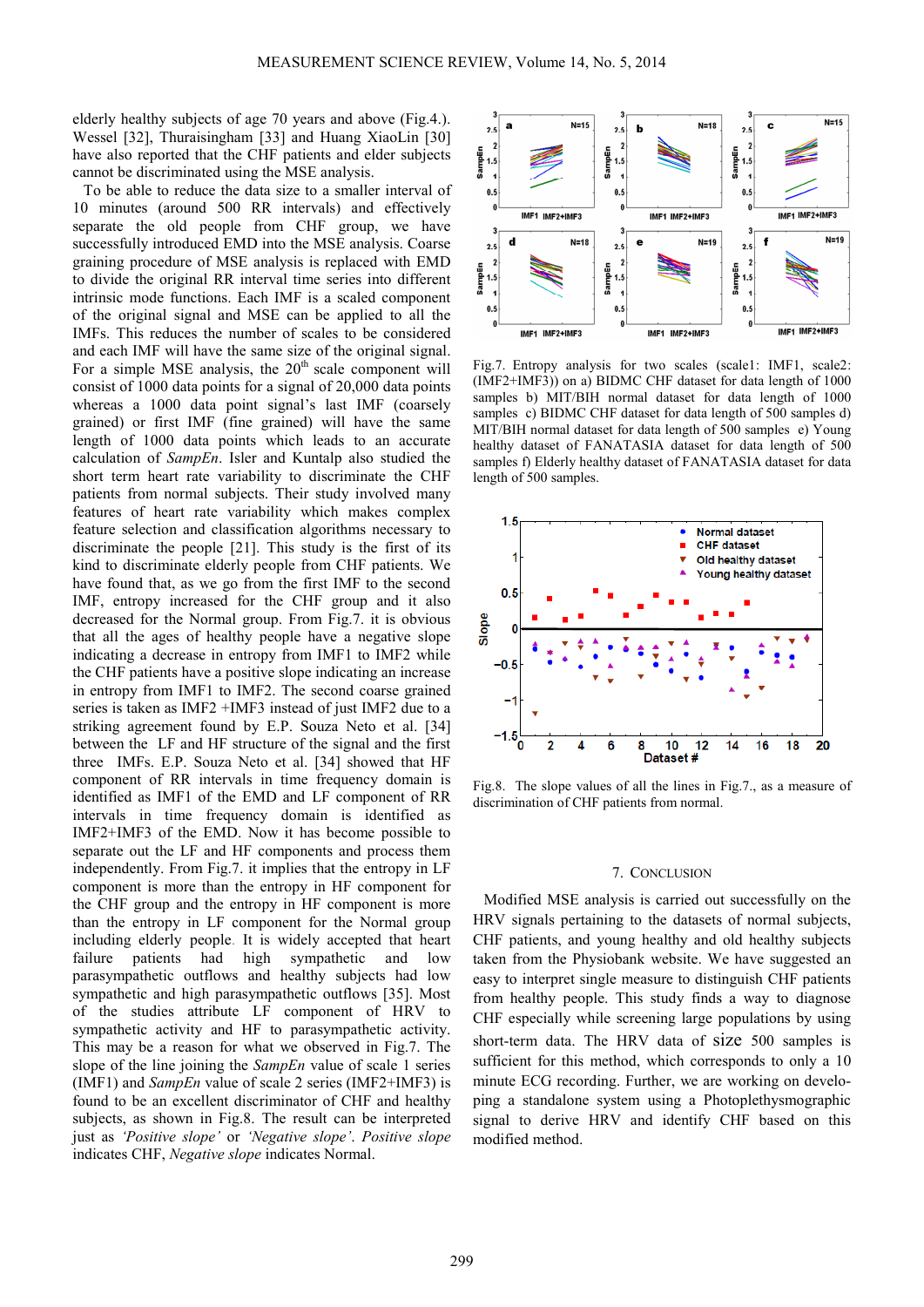elderly healthy subjects of age 70 years and above (Fig.4.). Wessel [32], Thuraisingham [33] and Huang XiaoLin [30] have also reported that the CHF patients and elder subjects cannot be discriminated using the MSE analysis.

To be able to reduce the data size to a smaller interval of 10 minutes (around 500 RR intervals) and effectively separate the old people from CHF group, we have successfully introduced EMD into the MSE analysis. Coarse graining procedure of MSE analysis is replaced with EMD to divide the original RR interval time series into different intrinsic mode functions. Each IMF is a scaled component of the original signal and MSE can be applied to all the IMFs. This reduces the number of scales to be considered and each IMF will have the same size of the original signal. For a simple MSE analysis, the 20th scale component will consist of 1000 data points for a signal of 20,000 data points whereas a 1000 data point signal's last IMF (coarsely grained) or first IMF (fine grained) will have the same length of 1000 data points which leads to an accurate calculation of *SampEn*. Isler and Kuntalp also studied the short term heart rate variability to discriminate the CHF patients from normal subjects. Their study involved many features of heart rate variability which makes complex feature selection and classification algorithms necessary to discriminate the people [21]. This study is the first of its kind to discriminate elderly people from CHF patients. We have found that, as we go from the first IMF to the second IMF, entropy increased for the CHF group and it also decreased for the Normal group. From Fig.7. it is obvious that all the ages of healthy people have a negative slope indicating a decrease in entropy from IMF1 to IMF2 while the CHF patients have a positive slope indicating an increase in entropy from IMF1 to IMF2. The second coarse grained series is taken as IMF2 +IMF3 instead of just IMF2 due to a striking agreement found by E.P. Souza Neto et al. [34] between the LF and HF structure of the signal and the first three IMFs. E.P. Souza Neto et al. [34] showed that HF component of RR intervals in time frequency domain is identified as IMF1 of the EMD and LF component of RR intervals in time frequency domain is identified as IMF2+IMF3 of the EMD. Now it has become possible to separate out the LF and HF components and process them independently. From Fig.7. it implies that the entropy in LF component is more than the entropy in HF component for the CHF group and the entropy in HF component is more than the entropy in LF component for the Normal group including elderly people. It is widely accepted that heart failure patients had high sympathetic and low parasympathetic outflows and healthy subjects had low sympathetic and high parasympathetic outflows [35]. Most of the studies attribute LF component of HRV to sympathetic activity and HF to parasympathetic activity. This may be a reason for what we observed in Fig.7. The slope of the line joining the *SampEn* value of scale 1 series (IMF1) and *SampEn* value of scale 2 series (IMF2+IMF3) is found to be an excellent discriminator of CHF and healthy subjects, as shown in Fig.8. The result can be interpreted just as *'Positive slope'* or *'Negative slope'*. *Positive slope* indicates CHF, *Negative slope* indicates Normal.

Fig.7. Entropy analysis for two scales (scale1: IMF1, scale2: (IMF2+IMF3)) on a) BIDMC CHF dataset for data length of 1000 samples b) MIT/BIH normal dataset for data length of 1000 samples c) BIDMC CHF dataset for data length of 500 samples d) MIT/BIH normal dataset for data length of 500 samples e) Young healthy dataset of FANATASIA dataset for data length of 500 samples f) Elderly healthy dataset of FANATASIA dataset for data length of 500 samples.

Fig.8. The slope values of all the lines in Fig.7., as a measure of discrimination of CHF patients from normal.

## 7. Conclusion

Modified MSE analysis is carried out successfully on the HRV signals pertaining to the datasets of normal subjects, CHF patients, and young healthy and old healthy subjects taken from the Physiobank website. We have suggested an easy to interpret single measure to distinguish CHF patients from healthy people. This study finds a way to diagnose CHF especially while screening large populations by using short-term data. The HRV data of size 500 samples is sufficient for this method, which corresponds to only a 10 minute ECG recording. Further, we are working on developing a standalone system using a Photoplethysmographic signal to derive HRV and identify CHF based on this modified method.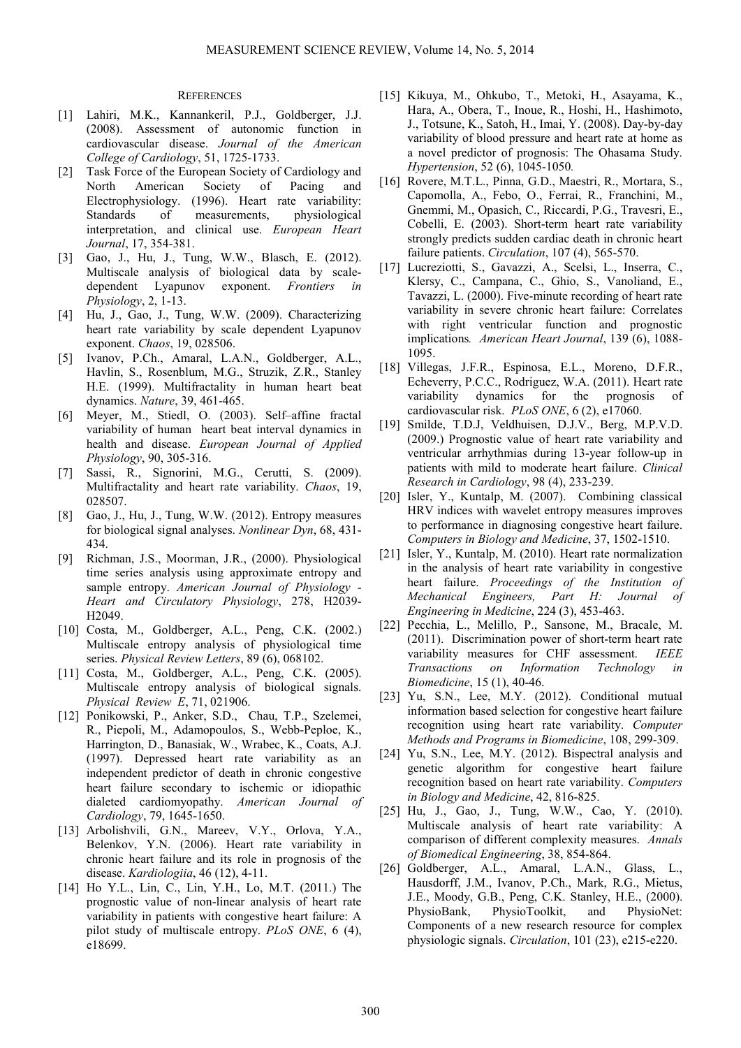## REFERENCES

[1] Lahiri, M.K., Kannankeril, P.J., Goldberger, J.J. (2008). Assessment of autonomic function in cardiovascular disease. *Journal of the American College of Cardiology*, 51, 1725-1733.

[2] Task Force of the European Society of Cardiology and North American Society of Pacing and Electrophysiology. (1996). Heart rate variability: Standards of measurements, physiological interpretation, and clinical use. *European Heart Journal*, 17, 354-381.

[3] Gao, J., Hu, J., Tung, W.W., Blasch, E. (2012). Multiscale analysis of biological data by scale-dependent Lyapunov exponent. *Frontiers in Physiology*, 2, 1-13.

[4] Hu, J., Gao, J., Tung, W.W. (2009). Characterizing heart rate variability by scale dependent Lyapunov exponent. *Chaos*, 19, 028506.

[5] Ivanov, P.Ch., Amaral, L.A.N., Goldberger, A.L., Havlin, S., Rosenblum, M.G., Struzik, Z.R., Stanley H.E. (1999). Multifractality in human heart beat dynamics. *Nature*, 39, 461-465.

[6] Meyer, M., Stiedl, O. (2003). Self–affine fractal variability of human heart beat interval dynamics in health and disease. *European Journal of Applied Physiology*, 90, 305-316.

[7] Sassi, R., Signorini, M.G., Cerutti, S. (2009). Multifractality and heart rate variability. *Chaos*, 19, 028507.

[8] Gao, J., Hu, J., Tung, W.W. (2012). Entropy measures for biological signal analyses. *Nonlinear Dyn*, 68, 431-434.

[9] Richman, J.S., Moorman, J.R., (2000). Physiological time series analysis using approximate entropy and sample entropy. *American Journal of Physiology - Heart and Circulatory Physiology*, 278, H2039-H2049.

[10] Costa, M., Goldberger, A.L., Peng, C.K. (2002.) Multiscale entropy analysis of physiological time series. *Physical Review Letters*, 89 (6), 068102.

[11] Costa, M., Goldberger, A.L., Peng, C.K. (2005). Multiscale entropy analysis of biological signals. *Physical Review E*, 71, 021906.

[12] Ponikowski, P., Anker, S.D., Chau, T.P., Szelemei, R., Piepoli, M., Adamopoulos, S., Webb-Peploe, K., Harrington, D., Banasiak, W., Wrabec, K., Coats, A.J. (1997). Depressed heart rate variability as an independent predictor of death in chronic congestive heart failure secondary to ischemic or idiopathic dialeted cardiomyopathy. *American Journal of Cardiology*, 79, 1645-1650.

[13] Arbolishvili, G.N., Mareev, V.Y., Orlova, Y.A., Belenkov, Y.N. (2006). Heart rate variability in chronic heart failure and its role in prognosis of the disease. *Kardiologiia*, 46 (12), 4-11.

[14] Ho Y.L., Lin, C., Lin, Y.H., Lo, M.T. (2011.) The prognostic value of non-linear analysis of heart rate variability in patients with congestive heart failure: A pilot study of multiscale entropy. *PLoS ONE*, 6 (4), e18699.

[15] Kikuya, M., Ohkubo, T., Metoki, H., Asayama, K., Hara, A., Obera, T., Inoue, R., Hoshi, H., Hashimoto, J., Totsune, K., Satoh, H., Imai, Y. (2008). Day-by-day variability of blood pressure and heart rate at home as a novel predictor of prognosis: The Ohasama Study. *Hypertension*, 52 (6), 1045-1050.

[16] Rovere, M.T.L., Pinna, G.D., Maestri, R., Mortara, S., Capomolla, A., Febo, O., Ferrai, R., Franchini, M., Gnemmi, M., Opasich, C., Riccardi, P.G., Travesri, E., Cobelli, E. (2003). Short-term heart rate variability strongly predicts sudden cardiac death in chronic heart failure patients. *Circulation*, 107 (4), 565-570.

[17] Lucreziotti, S., Gavazzi, A., Scelsi, L., Inserra, C., Klersy, C., Campana, C., Ghio, S., Vanoliand, E., Tavazzi, L. (2000). Five-minute recording of heart rate variability in severe chronic heart failure: Correlates with right ventricular function and prognostic implications. *American Heart Journal*, 139 (6), 1088-1095.

[18] Villegas, J.F.R., Espinosa, E.L., Moreno, D.F.R., Echeverry, P.C.C., Rodriguez, W.A. (2011). Heart rate variability dynamics for the prognosis of cardiovascular risk. *PLoS ONE*, 6 (2), e17060.

[19] Smilde, T.D.J, Veldhuisen, D.J.V., Berg, M.P.V.D. (2009.) Prognostic value of heart rate variability and ventricular arrhythmias during 13-year follow-up in patients with mild to moderate heart failure. *Clinical Research in Cardiology*, 98 (4), 233-239.

[20] Isler, Y., Kuntalp, M. (2007). Combining classical HRV indices with wavelet entropy measures improves to performance in diagnosing congestive heart failure. *Computers in Biology and Medicine*, 37, 1502-1510.

[21] Isler, Y., Kuntalp, M. (2010). Heart rate normalization in the analysis of heart rate variability in congestive heart failure. *Proceedings of the Institution of Mechanical Engineers, Part H: Journal of Engineering in Medicine*, 224 (3), 453-463.

[22] Pecchia, L., Melillo, P., Sansone, M., Bracale, M. (2011). Discrimination power of short-term heart rate variability measures for CHF assessment. *IEEE Transactions on Information Technology in Biomedicine*, 15 (1), 40-46.

[23] Yu, S.N., Lee, M.Y. (2012). Conditional mutual information based selection for congestive heart failure recognition using heart rate variability. *Computer Methods and Programs in Biomedicine*, 108, 299-309.

[24] Yu, S.N., Lee, M.Y. (2012). Bispectral analysis and genetic algorithm for congestive heart failure recognition based on heart rate variability. *Computers in Biology and Medicine*, 42, 816-825.

[25] Hu, J., Gao, J., Tung, W.W., Cao, Y. (2010). Multiscale analysis of heart rate variability: A comparison of different complexity measures. *Annals of Biomedical Engineering*, 38, 854-864.

[26] Goldberger, A.L., Amaral, L.A.N., Glass, L., Hausdorff, J.M., Ivanov, P.Ch., Mark, R.G., Mietus, J.E., Moody, G.B., Peng, C.K. Stanley, H.E., (2000). PhysioBank, PhysioToolkit, and PhysioNet: Components of a new research resource for complex physiologic signals. *Circulation*, 101 (23), e215-e220.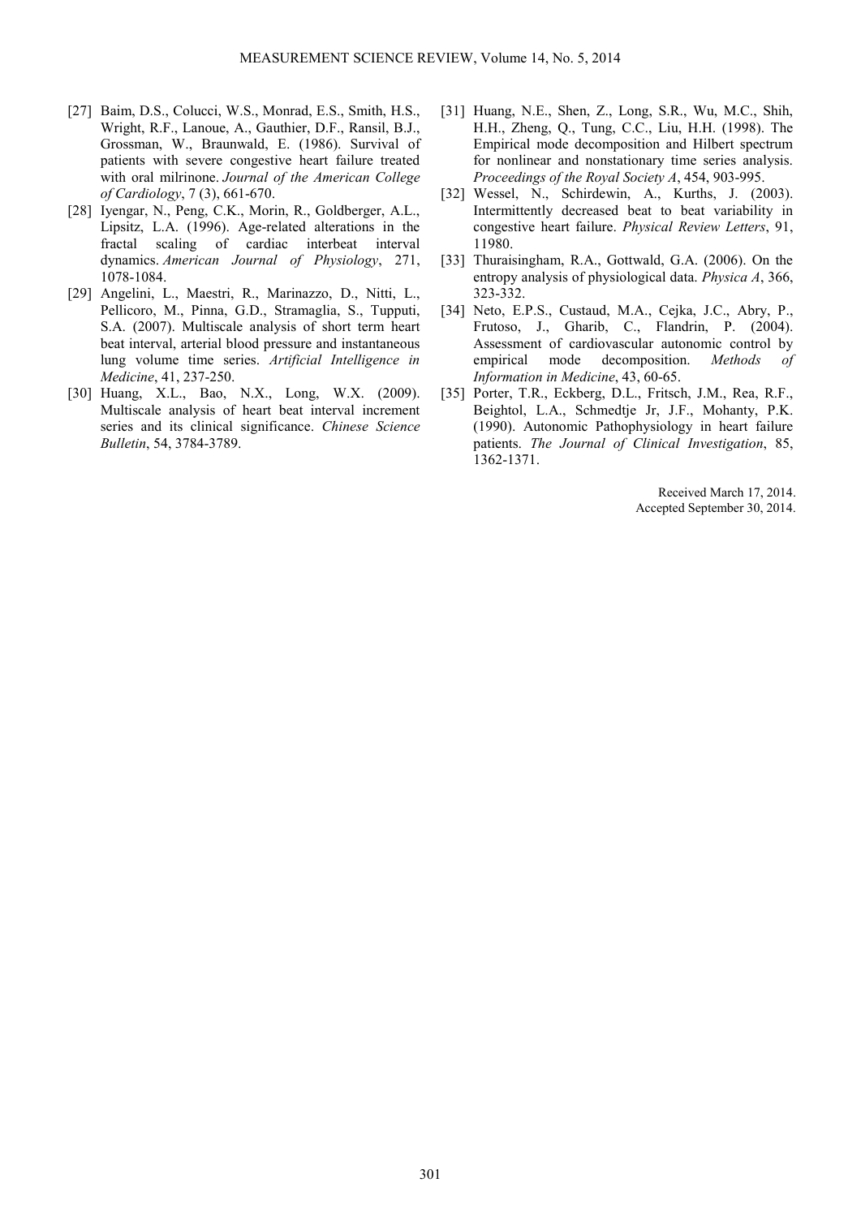[27] Baim, D.S., Colucci, W.S., Monrad, E.S., Smith, H.S., Wright, R.F., Lanoue, A., Gauthier, D.F., Ransil, B.J., Grossman, W., Braunwald, E. (1986). Survival of patients with severe congestive heart failure treated with oral milrinone. *Journal of the American College of Cardiology*, 7 (3), 661-670.

[28] Iyengar, N., Peng, C.K., Morin, R., Goldberger, A.L., Lipsitz, L.A. (1996). Age-related alterations in the fractal scaling of cardiac interbeat interval dynamics. *American Journal of Physiology*, 271, 1078-1084.

[29] Angelini, L., Maestri, R., Marinazzo, D., Nitti, L., Pellicoro, M., Pinna, G.D., Stramaglia, S., Tupputi, S.A. (2007). Multiscale analysis of short term heart beat interval, arterial blood pressure and instantaneous lung volume time series. *Artificial Intelligence in Medicine*, 41, 237-250.

[30] Huang, X.L., Bao, N.X., Long, W.X. (2009). Multiscale analysis of heart beat interval increment series and its clinical significance. *Chinese Science Bulletin*, 54, 3784-3789.

[31] Huang, N.E., Shen, Z., Long, S.R., Wu, M.C., Shih, H.H., Zheng, Q., Tung, C.C., Liu, H.H. (1998). The Empirical mode decomposition and Hilbert spectrum for nonlinear and nonstationary time series analysis. *Proceedings of the Royal Society A*, 454, 903-995.

[32] Wessel, N., Schirdewin, A., Kurths, J. (2003). Intermittently decreased beat to beat variability in congestive heart failure. *Physical Review Letters*, 91, 11980.

[33] Thuraisingham, R.A., Gottwald, G.A. (2006). On the entropy analysis of physiological data. *Physica A*, 366, 323-332.

[34] Neto, E.P.S., Custaud, M.A., Cejka, J.C., Abry, P., Frutoso, J., Gharib, C., Flandrin, P. (2004). Assessment of cardiovascular autonomic control by empirical mode decomposition. *Methods of Information in Medicine*, 43, 60-65.

[35] Porter, T.R., Eckberg, D.L., Fritsch, J.M., Rea, R.F., Beightol, L.A., Schmedtje Jr, J.F., Mohanty, P.K. (1990). Autonomic Pathophysiology in heart failure patients. *The Journal of Clinical Investigation*, 85, 1362-1371.

Received March 17, 2014.
Accepted September 30, 2014.